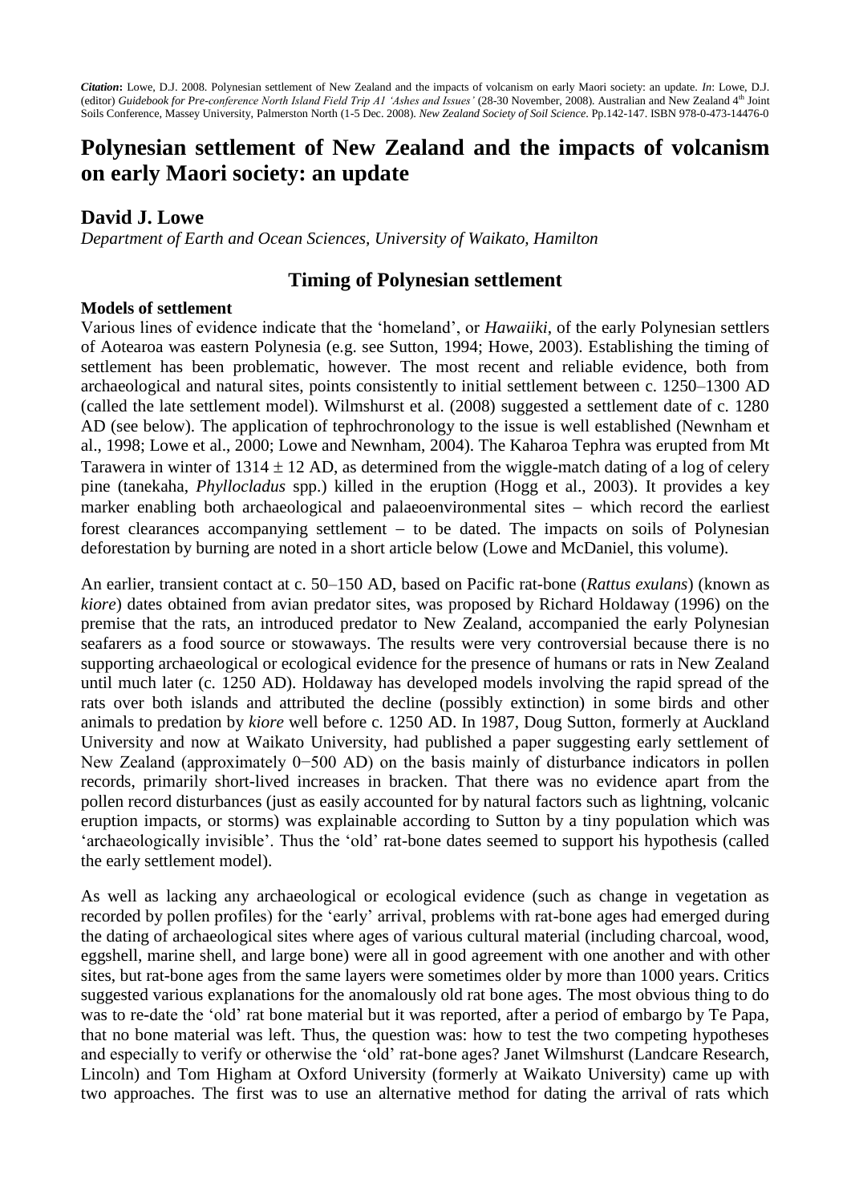***Citation***: Lowe, D.J. 2008. Polynesian settlement of New Zealand and the impacts of volcanism on early Maori society: an update. *In*: Lowe, D.J. (editor) *Guidebook for Pre-conference North Island Field Trip A1 'Ashes and Issues'* (28-30 November, 2008). Australian and New Zealand 4th Joint Soils Conference, Massey University, Palmerston North (1-5 Dec. 2008). *New Zealand Society of Soil Science*. Pp.142-147. ISBN 978-0-473-14476-0

# Polynesian settlement of New Zealand and the impacts of volcanism on early Maori society: an update

## David J. Lowe

*Department of Earth and Ocean Sciences, University of Waikato, Hamilton*

## Timing of Polynesian settlement

### Models of settlement

Various lines of evidence indicate that the 'homeland', or *Hawaiiki*, of the early Polynesian settlers of Aotearoa was eastern Polynesia (e.g. see Sutton, 1994; Howe, 2003). Establishing the timing of settlement has been problematic, however. The most recent and reliable evidence, both from archaeological and natural sites, points consistently to initial settlement between c. 1250–1300 AD (called the late settlement model). Wilmshurst et al. (2008) suggested a settlement date of c. 1280 AD (see below). The application of tephrochronology to the issue is well established (Newnham et al., 1998; Lowe et al., 2000; Lowe and Newnham, 2004). The Kaharoa Tephra was erupted from Mt Tarawera in winter of 1314 ± 12 AD, as determined from the wiggle-match dating of a log of celery pine (tanekaha, *Phyllocladus* spp.) killed in the eruption (Hogg et al., 2003). It provides a key marker enabling both archaeological and palaeoenvironmental sites – which record the earliest forest clearances accompanying settlement – to be dated. The impacts on soils of Polynesian deforestation by burning are noted in a short article below (Lowe and McDaniel, this volume).

An earlier, transient contact at c. 50–150 AD, based on Pacific rat-bone (*Rattus exulans*) (known as *kiore*) dates obtained from avian predator sites, was proposed by Richard Holdaway (1996) on the premise that the rats, an introduced predator to New Zealand, accompanied the early Polynesian seafarers as a food source or stowaways. The results were very controversial because there is no supporting archaeological or ecological evidence for the presence of humans or rats in New Zealand until much later (c. 1250 AD). Holdaway has developed models involving the rapid spread of the rats over both islands and attributed the decline (possibly extinction) in some birds and other animals to predation by *kiore* well before c. 1250 AD. In 1987, Doug Sutton, formerly at Auckland University and now at Waikato University, had published a paper suggesting early settlement of New Zealand (approximately 0−500 AD) on the basis mainly of disturbance indicators in pollen records, primarily short-lived increases in bracken. That there was no evidence apart from the pollen record disturbances (just as easily accounted for by natural factors such as lightning, volcanic eruption impacts, or storms) was explainable according to Sutton by a tiny population which was 'archaeologically invisible'. Thus the 'old' rat-bone dates seemed to support his hypothesis (called the early settlement model).

As well as lacking any archaeological or ecological evidence (such as change in vegetation as recorded by pollen profiles) for the 'early' arrival, problems with rat-bone ages had emerged during the dating of archaeological sites where ages of various cultural material (including charcoal, wood, eggshell, marine shell, and large bone) were all in good agreement with one another and with other sites, but rat-bone ages from the same layers were sometimes older by more than 1000 years. Critics suggested various explanations for the anomalously old rat bone ages. The most obvious thing to do was to re-date the 'old' rat bone material but it was reported, after a period of embargo by Te Papa, that no bone material was left. Thus, the question was: how to test the two competing hypotheses and especially to verify or otherwise the 'old' rat-bone ages? Janet Wilmshurst (Landcare Research, Lincoln) and Tom Higham at Oxford University (formerly at Waikato University) came up with two approaches. The first was to use an alternative method for dating the arrival of rats which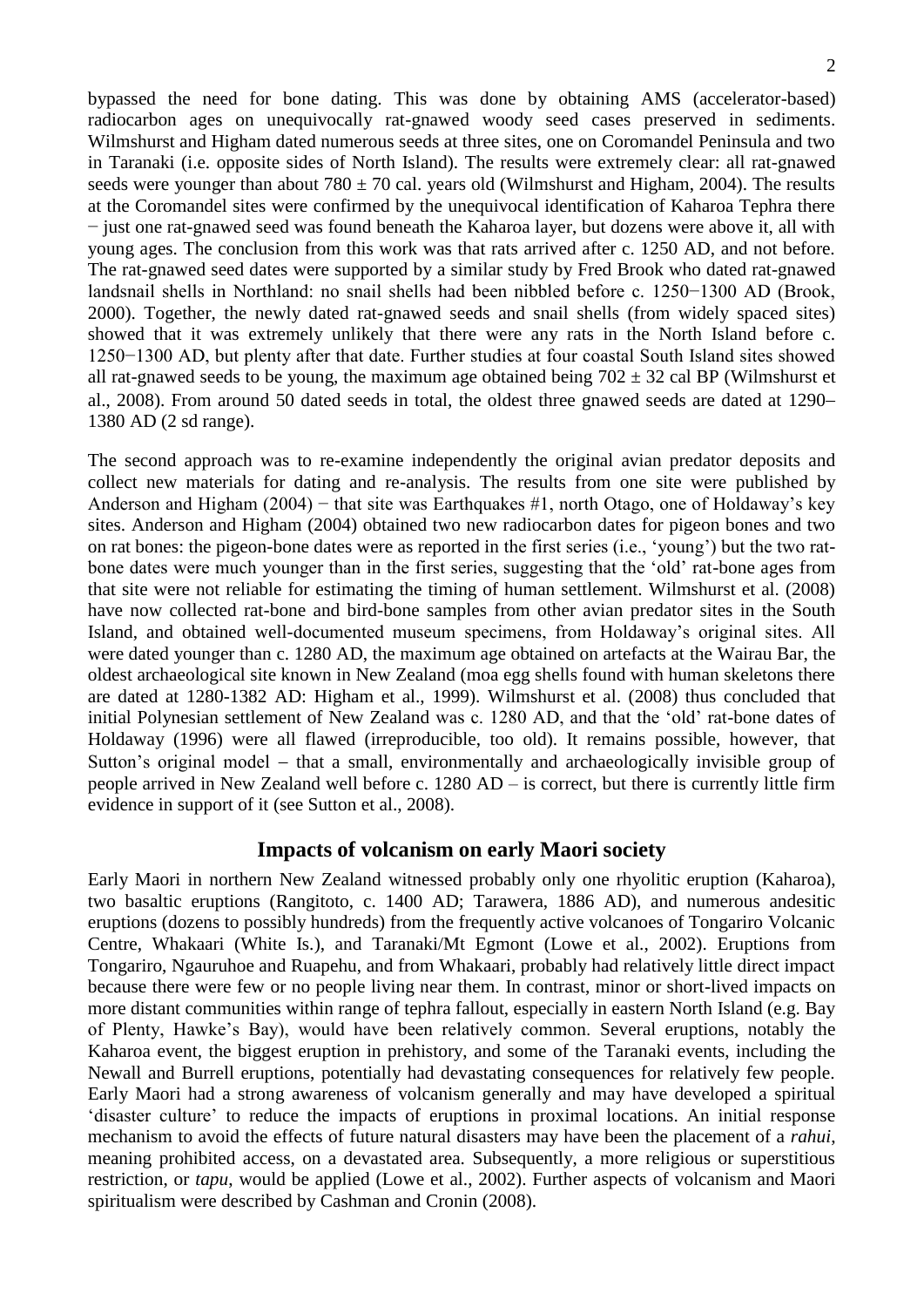bypassed the need for bone dating. This was done by obtaining AMS (accelerator-based) radiocarbon ages on unequivocally rat-gnawed woody seed cases preserved in sediments. Wilmshurst and Higham dated numerous seeds at three sites, one on Coromandel Peninsula and two in Taranaki (i.e. opposite sides of North Island). The results were extremely clear: all rat-gnawed seeds were younger than about 780 ± 70 cal. years old (Wilmshurst and Higham, 2004). The results at the Coromandel sites were confirmed by the unequivocal identification of Kaharoa Tephra there − just one rat-gnawed seed was found beneath the Kaharoa layer, but dozens were above it, all with young ages. The conclusion from this work was that rats arrived after c. 1250 AD, and not before. The rat-gnawed seed dates were supported by a similar study by Fred Brook who dated rat-gnawed landsnail shells in Northland: no snail shells had been nibbled before c. 1250−1300 AD (Brook, 2000). Together, the newly dated rat-gnawed seeds and snail shells (from widely spaced sites) showed that it was extremely unlikely that there were any rats in the North Island before c. 1250−1300 AD, but plenty after that date. Further studies at four coastal South Island sites showed all rat-gnawed seeds to be young, the maximum age obtained being 702 ± 32 cal BP (Wilmshurst et al., 2008). From around 50 dated seeds in total, the oldest three gnawed seeds are dated at 1290–1380 AD (2 sd range).

The second approach was to re-examine independently the original avian predator deposits and collect new materials for dating and re-analysis. The results from one site were published by Anderson and Higham (2004) − that site was Earthquakes #1, north Otago, one of Holdaway's key sites. Anderson and Higham (2004) obtained two new radiocarbon dates for pigeon bones and two on rat bones: the pigeon-bone dates were as reported in the first series (i.e., 'young') but the two rat-bone dates were much younger than in the first series, suggesting that the 'old' rat-bone ages from that site were not reliable for estimating the timing of human settlement. Wilmshurst et al. (2008) have now collected rat-bone and bird-bone samples from other avian predator sites in the South Island, and obtained well-documented museum specimens, from Holdaway's original sites. All were dated younger than c. 1280 AD, the maximum age obtained on artefacts at the Wairau Bar, the oldest archaeological site known in New Zealand (moa egg shells found with human skeletons there are dated at 1280-1382 AD: Higham et al., 1999). Wilmshurst et al. (2008) thus concluded that initial Polynesian settlement of New Zealand was c. 1280 AD, and that the 'old' rat-bone dates of Holdaway (1996) were all flawed (irreproducible, too old). It remains possible, however, that Sutton's original model – that a small, environmentally and archaeologically invisible group of people arrived in New Zealand well before c. 1280 AD – is correct, but there is currently little firm evidence in support of it (see Sutton et al., 2008).

## Impacts of volcanism on early Maori society

Early Maori in northern New Zealand witnessed probably only one rhyolitic eruption (Kaharoa), two basaltic eruptions (Rangitoto, c. 1400 AD; Tarawera, 1886 AD), and numerous andesitic eruptions (dozens to possibly hundreds) from the frequently active volcanoes of Tongariro Volcanic Centre, Whakaari (White Is.), and Taranaki/Mt Egmont (Lowe et al., 2002). Eruptions from Tongariro, Ngauruhoe and Ruapehu, and from Whakaari, probably had relatively little direct impact because there were few or no people living near them. In contrast, minor or short-lived impacts on more distant communities within range of tephra fallout, especially in eastern North Island (e.g. Bay of Plenty, Hawke's Bay), would have been relatively common. Several eruptions, notably the Kaharoa event, the biggest eruption in prehistory, and some of the Taranaki events, including the Newall and Burrell eruptions, potentially had devastating consequences for relatively few people. Early Maori had a strong awareness of volcanism generally and may have developed a spiritual 'disaster culture' to reduce the impacts of eruptions in proximal locations. An initial response mechanism to avoid the effects of future natural disasters may have been the placement of a *rahui*, meaning prohibited access, on a devastated area. Subsequently, a more religious or superstitious restriction, or *tapu*, would be applied (Lowe et al., 2002). Further aspects of volcanism and Maori spiritualism were described by Cashman and Cronin (2008).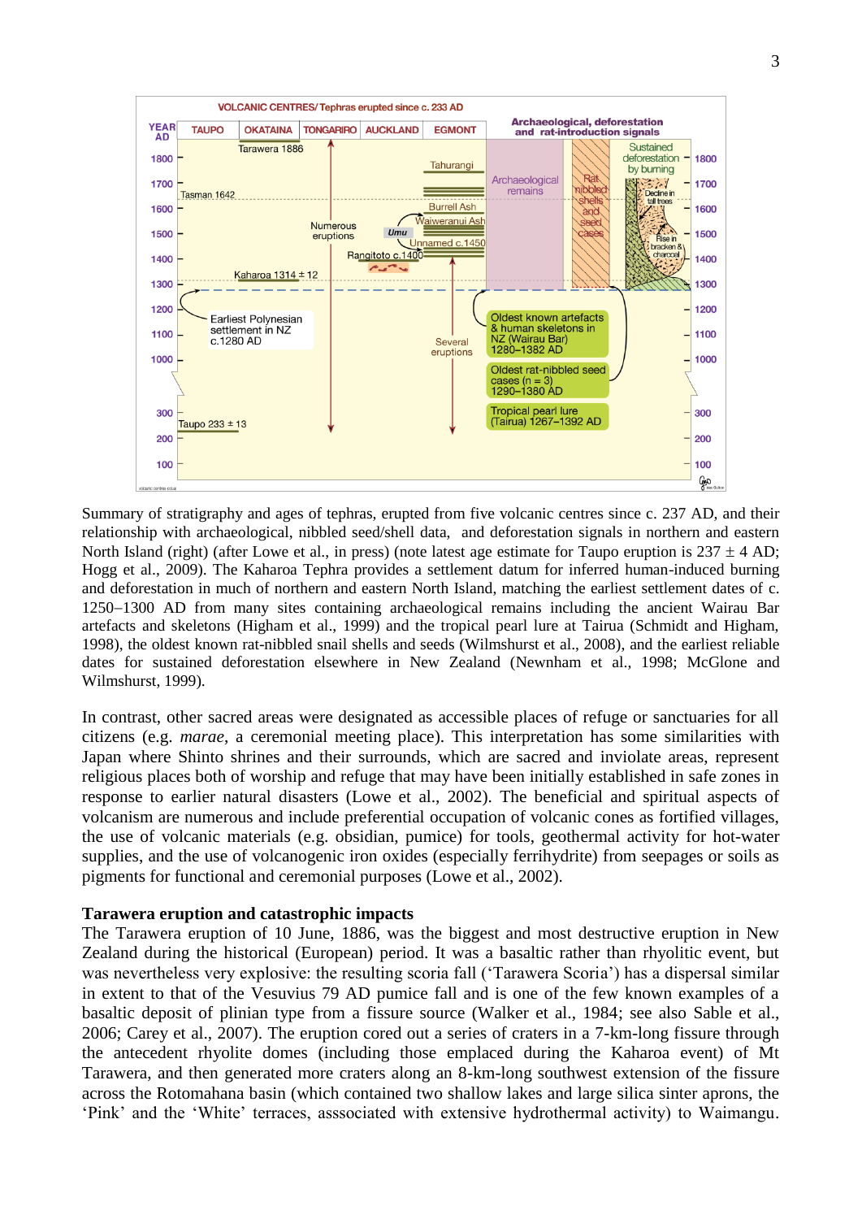Summary of stratigraphy and ages of tephras, erupted from five volcanic centres since c. 237 AD, and their relationship with archaeological, nibbled seed/shell data, and deforestation signals in northern and eastern North Island (right) (after Lowe et al., in press) (note latest age estimate for Taupo eruption is 237 ± 4 AD; Hogg et al., 2009). The Kaharoa Tephra provides a settlement datum for inferred human-induced burning and deforestation in much of northern and eastern North Island, matching the earliest settlement dates of c. 1250–1300 AD from many sites containing archaeological remains including the ancient Wairau Bar artefacts and skeletons (Higham et al., 1999) and the tropical pearl lure at Tairua (Schmidt and Higham, 1998), the oldest known rat-nibbled snail shells and seeds (Wilmshurst et al., 2008), and the earliest reliable dates for sustained deforestation elsewhere in New Zealand (Newnham et al., 1998; McGlone and Wilmshurst, 1999).

In contrast, other sacred areas were designated as accessible places of refuge or sanctuaries for all citizens (e.g. *marae*, a ceremonial meeting place). This interpretation has some similarities with Japan where Shinto shrines and their surrounds, which are sacred and inviolate areas, represent religious places both of worship and refuge that may have been initially established in safe zones in response to earlier natural disasters (Lowe et al., 2002). The beneficial and spiritual aspects of volcanism are numerous and include preferential occupation of volcanic cones as fortified villages, the use of volcanic materials (e.g. obsidian, pumice) for tools, geothermal activity for hot-water supplies, and the use of volcanogenic iron oxides (especially ferrihydrite) from seepages or soils as pigments for functional and ceremonial purposes (Lowe et al., 2002).

**Tarawera eruption and catastrophic impacts**

The Tarawera eruption of 10 June, 1886, was the biggest and most destructive eruption in New Zealand during the historical (European) period. It was a basaltic rather than rhyolitic event, but was nevertheless very explosive: the resulting scoria fall ('Tarawera Scoria') has a dispersal similar in extent to that of the Vesuvius 79 AD pumice fall and is one of the few known examples of a basaltic deposit of plinian type from a fissure source (Walker et al., 1984; see also Sable et al., 2006; Carey et al., 2007). The eruption cored out a series of craters in a 7-km-long fissure through the antecedent rhyolite domes (including those emplaced during the Kaharoa event) of Mt Tarawera, and then generated more craters along an 8-km-long southwest extension of the fissure across the Rotomahana basin (which contained two shallow lakes and large silica sinter aprons, the 'Pink' and the 'White' terraces, asssociated with extensive hydrothermal activity) to Waimangu.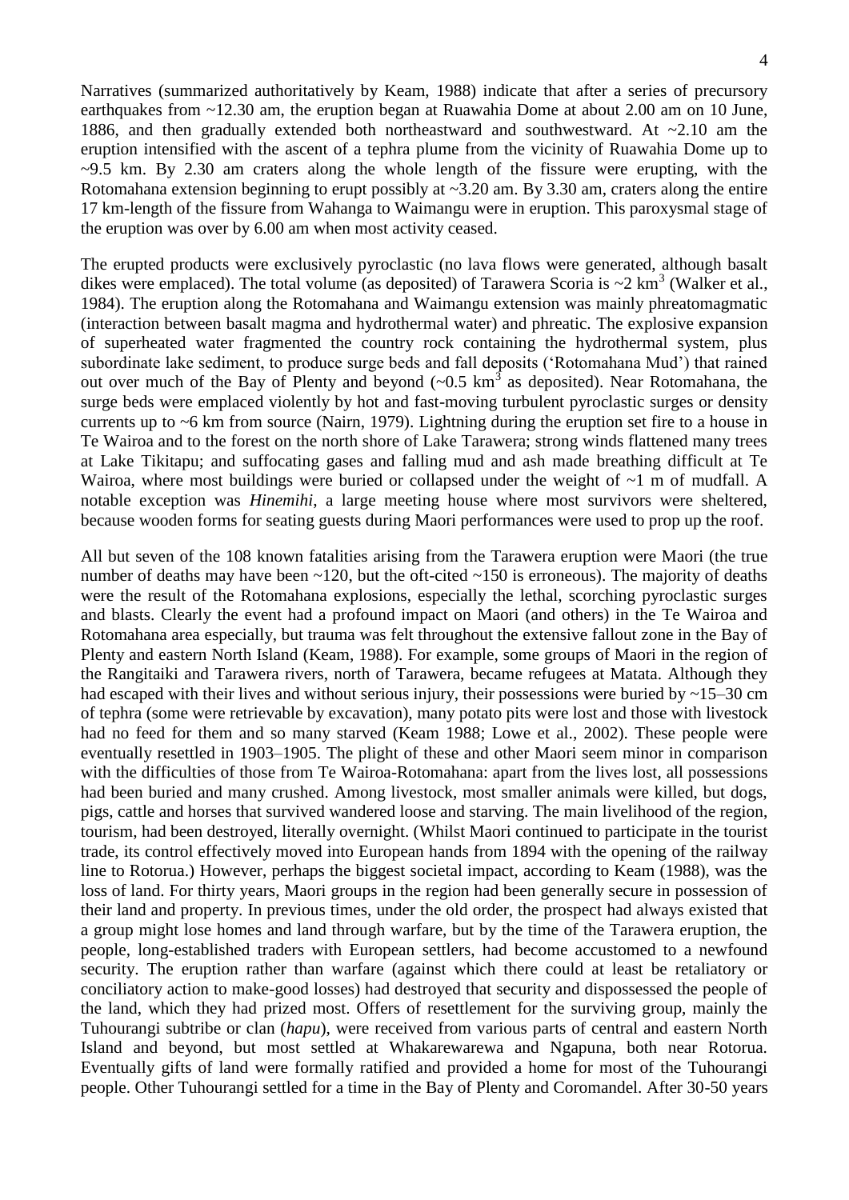Narratives (summarized authoritatively by Keam, 1988) indicate that after a series of precursory earthquakes from ~12.30 am, the eruption began at Ruawahia Dome at about 2.00 am on 10 June, 1886, and then gradually extended both northeastward and southwestward. At ~2.10 am the eruption intensified with the ascent of a tephra plume from the vicinity of Ruawahia Dome up to ~9.5 km. By 2.30 am craters along the whole length of the fissure were erupting, with the Rotomahana extension beginning to erupt possibly at ~3.20 am. By 3.30 am, craters along the entire 17 km-length of the fissure from Wahanga to Waimangu were in eruption. This paroxysmal stage of the eruption was over by 6.00 am when most activity ceased.

The erupted products were exclusively pyroclastic (no lava flows were generated, although basalt dikes were emplaced). The total volume (as deposited) of Tarawera Scoria is ~2 $km^3$ (Walker et al., 1984). The eruption along the Rotomahana and Waimangu extension was mainly phreatomagmatic (interaction between basalt magma and hydrothermal water) and phreatic. The explosive expansion of superheated water fragmented the country rock containing the hydrothermal system, plus subordinate lake sediment, to produce surge beds and fall deposits ('Rotomahana Mud') that rained out over much of the Bay of Plenty and beyond (~0.5 $km^3$ as deposited). Near Rotomahana, the surge beds were emplaced violently by hot and fast-moving turbulent pyroclastic surges or density currents up to ~6 km from source (Nairn, 1979). Lightning during the eruption set fire to a house in Te Wairoa and to the forest on the north shore of Lake Tarawera; strong winds flattened many trees at Lake Tikitapu; and suffocating gases and falling mud and ash made breathing difficult at Te Wairoa, where most buildings were buried or collapsed under the weight of ~1 m of mudfall. A notable exception was *Hinemihi*, a large meeting house where most survivors were sheltered, because wooden forms for seating guests during Maori performances were used to prop up the roof.

All but seven of the 108 known fatalities arising from the Tarawera eruption were Maori (the true number of deaths may have been ~120, but the oft-cited ~150 is erroneous). The majority of deaths were the result of the Rotomahana explosions, especially the lethal, scorching pyroclastic surges and blasts. Clearly the event had a profound impact on Maori (and others) in the Te Wairoa and Rotomahana area especially, but trauma was felt throughout the extensive fallout zone in the Bay of Plenty and eastern North Island (Keam, 1988). For example, some groups of Maori in the region of the Rangitaiki and Tarawera rivers, north of Tarawera, became refugees at Matata. Although they had escaped with their lives and without serious injury, their possessions were buried by ~15–30 cm of tephra (some were retrievable by excavation), many potato pits were lost and those with livestock had no feed for them and so many starved (Keam 1988; Lowe et al., 2002). These people were eventually resettled in 1903–1905. The plight of these and other Maori seem minor in comparison with the difficulties of those from Te Wairoa-Rotomahana: apart from the lives lost, all possessions had been buried and many crushed. Among livestock, most smaller animals were killed, but dogs, pigs, cattle and horses that survived wandered loose and starving. The main livelihood of the region, tourism, had been destroyed, literally overnight. (Whilst Maori continued to participate in the tourist trade, its control effectively moved into European hands from 1894 with the opening of the railway line to Rotorua.) However, perhaps the biggest societal impact, according to Keam (1988), was the loss of land. For thirty years, Maori groups in the region had been generally secure in possession of their land and property. In previous times, under the old order, the prospect had always existed that a group might lose homes and land through warfare, but by the time of the Tarawera eruption, the people, long-established traders with European settlers, had become accustomed to a newfound security. The eruption rather than warfare (against which there could at least be retaliatory or conciliatory action to make-good losses) had destroyed that security and dispossessed the people of the land, which they had prized most. Offers of resettlement for the surviving group, mainly the Tuhourangi subtribe or clan (*hapu*), were received from various parts of central and eastern North Island and beyond, but most settled at Whakarewarewa and Ngapuna, both near Rotorua. Eventually gifts of land were formally ratified and provided a home for most of the Tuhourangi people. Other Tuhourangi settled for a time in the Bay of Plenty and Coromandel. After 30-50 years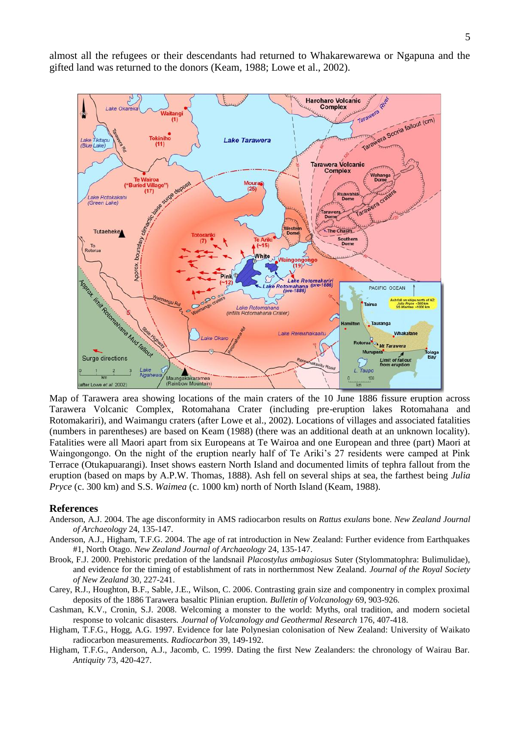almost all the refugees or their descendants had returned to Whakarewarewa or Ngapuna and the gifted land was returned to the donors (Keam, 1988; Lowe et al., 2002).

Map of Tarawera area showing locations of the main craters of the 10 June 1886 fissure eruption across Tarawera Volcanic Complex, Rotomahana Crater (including pre-eruption lakes Rotomahana and Rotomakariri), and Waimangu craters (after Lowe et al., 2002). Locations of villages and associated fatalities (numbers in parentheses) are based on Keam (1988) (there was an additional death at an unknown locality). Fatalities were all Maori apart from six Europeans at Te Wairoa and one European and three (part) Maori at Waingongongo. On the night of the eruption nearly half of Te Ariki's 27 residents were camped at Pink Terrace (Otukapuarangi). Inset shows eastern North Island and documented limits of tephra fallout from the eruption (based on maps by A.P.W. Thomas, 1888). Ash fell on several ships at sea, the farthest being *Julia Pryce* (c. 300 km) and S.S. *Waimea* (c. 1000 km) north of North Island (Keam, 1988).

## References

Anderson, A.J. 2004. The age disconformity in AMS radiocarbon results on *Rattus exulans* bone. *New Zealand Journal of Archaeology* 24, 135-147.

Anderson, A.J., Higham, T.F.G. 2004. The age of rat introduction in New Zealand: Further evidence from Earthquakes #1, North Otago. *New Zealand Journal of Archaeology* 24, 135-147.

Brook, F.J. 2000. Prehistoric predation of the landsnail *Placostylus ambagiosus* Suter (Stylommatophra: Bulimulidae), and evidence for the timing of establishment of rats in northernmost New Zealand. *Journal of the Royal Society of New Zealand* 30, 227-241.

Carey, R.J., Houghton, B.F., Sable, J.E., Wilson, C. 2006. Contrasting grain size and componentry in complex proximal deposits of the 1886 Tarawera basaltic Plinian eruption. *Bulletin of Volcanology* 69, 903-926.

Cashman, K.V., Cronin, S.J. 2008. Welcoming a monster to the world: Myths, oral tradition, and modern societal response to volcanic disasters. *Journal of Volcanology and Geothermal Research* 176, 407-418.

Higham, T.F.G., Hogg, A.G. 1997. Evidence for late Polynesian colonisation of New Zealand: University of Waikato radiocarbon measurements. *Radiocarbon* 39, 149-192.

Higham, T.F.G., Anderson, A.J., Jacomb, C. 1999. Dating the first New Zealanders: the chronology of Wairau Bar. *Antiquity* 73, 420-427.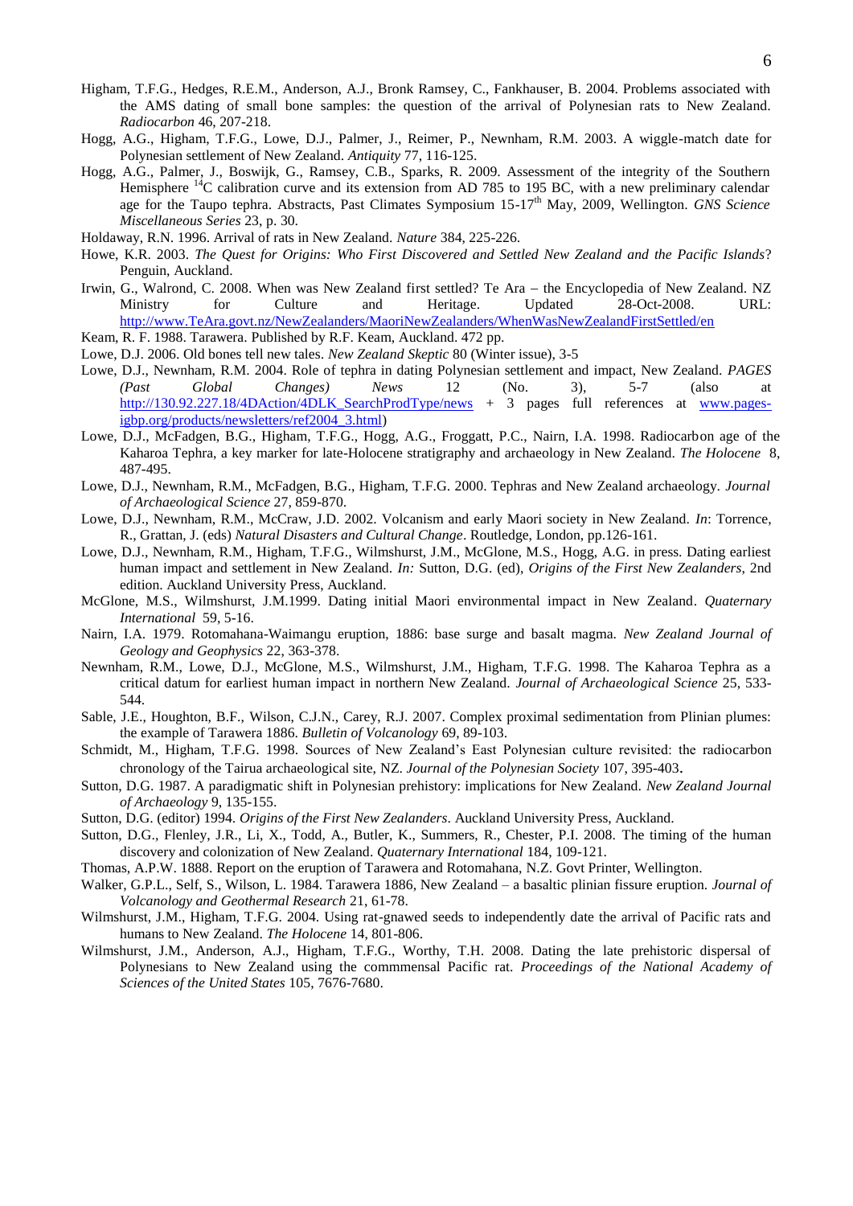Higham, T.F.G., Hedges, R.E.M., Anderson, A.J., Bronk Ramsey, C., Fankhauser, B. 2004. Problems associated with the AMS dating of small bone samples: the question of the arrival of Polynesian rats to New Zealand. *Radiocarbon* 46, 207-218.

Hogg, A.G., Higham, T.F.G., Lowe, D.J., Palmer, J., Reimer, P., Newnham, R.M. 2003. A wiggle-match date for Polynesian settlement of New Zealand. *Antiquity* 77, 116-125.

Hogg, A.G., Palmer, J., Boswijk, G., Ramsey, C.B., Sparks, R. 2009. Assessment of the integrity of the Southern Hemisphere $^{14}C$ calibration curve and its extension from AD 785 to 195 BC, with a new preliminary calendar age for the Taupo tephra. Abstracts, Past Climates Symposium 15-17th May, 2009, Wellington. *GNS Science Miscellaneous Series* 23, p. 30.

Holdaway, R.N. 1996. Arrival of rats in New Zealand. *Nature* 384, 225-226.

Howe, K.R. 2003. *The Quest for Origins: Who First Discovered and Settled New Zealand and the Pacific Islands*? Penguin, Auckland.

Irwin, G., Walrond, C. 2008. When was New Zealand first settled? Te Ara – the Encyclopedia of New Zealand. NZ Ministry for Culture and Heritage. Updated 28-Oct-2008. URL: http://www.TeAra.govt.nz/NewZealanders/MaoriNewZealanders/WhenWasNewZealandFirstSettled/en

Keam, R. F. 1988. Tarawera. Published by R.F. Keam, Auckland. 472 pp.

Lowe, D.J. 2006. Old bones tell new tales. *New Zealand Skeptic* 80 (Winter issue), 3-5

Lowe, D.J., Newnham, R.M. 2004. Role of tephra in dating Polynesian settlement and impact, New Zealand. *PAGES (Past Global Changes) News* 12 (No. 3), 5-7 (also at http://130.92.227.18/4DAction/4DLK_SearchProdType/news + 3 pages full references at www.pages-igbp.org/products/newsletters/ref2004_3.html)

Lowe, D.J., McFadgen, B.G., Higham, T.F.G., Hogg, A.G., Froggatt, P.C., Nairn, I.A. 1998. Radiocarbon age of the Kaharoa Tephra, a key marker for late-Holocene stratigraphy and archaeology in New Zealand. *The Holocene* 8, 487-495.

Lowe, D.J., Newnham, R.M., McFadgen, B.G., Higham, T.F.G. 2000. Tephras and New Zealand archaeology. *Journal of Archaeological Science* 27, 859-870.

Lowe, D.J., Newnham, R.M., McCraw, J.D. 2002. Volcanism and early Maori society in New Zealand. *In*: Torrence, R., Grattan, J. (eds) *Natural Disasters and Cultural Change*. Routledge, London, pp.126-161.

Lowe, D.J., Newnham, R.M., Higham, T.F.G., Wilmshurst, J.M., McGlone, M.S., Hogg, A.G. in press. Dating earliest human impact and settlement in New Zealand. *In:* Sutton, D.G. (ed), *Origins of the First New Zealanders*, 2nd edition. Auckland University Press, Auckland.

McGlone, M.S., Wilmshurst, J.M.1999. Dating initial Maori environmental impact in New Zealand. *Quaternary International* 59, 5-16.

Nairn, I.A. 1979. Rotomahana-Waimangu eruption, 1886: base surge and basalt magma. *New Zealand Journal of Geology and Geophysics* 22, 363-378.

Newnham, R.M., Lowe, D.J., McGlone, M.S., Wilmshurst, J.M., Higham, T.F.G. 1998. The Kaharoa Tephra as a critical datum for earliest human impact in northern New Zealand. *Journal of Archaeological Science* 25, 533-544.

Sable, J.E., Houghton, B.F., Wilson, C.J.N., Carey, R.J. 2007. Complex proximal sedimentation from Plinian plumes: the example of Tarawera 1886. *Bulletin of Volcanology* 69, 89-103.

Schmidt, M., Higham, T.F.G. 1998. Sources of New Zealand's East Polynesian culture revisited: the radiocarbon chronology of the Tairua archaeological site, NZ. *Journal of the Polynesian Society* 107, 395-403.

Sutton, D.G. 1987. A paradigmatic shift in Polynesian prehistory: implications for New Zealand. *New Zealand Journal of Archaeology* 9, 135-155.

Sutton, D.G. (editor) 1994. *Origins of the First New Zealanders*. Auckland University Press, Auckland.

Sutton, D.G., Flenley, J.R., Li, X., Todd, A., Butler, K., Summers, R., Chester, P.I. 2008. The timing of the human discovery and colonization of New Zealand. *Quaternary International* 184, 109-121.

Thomas, A.P.W. 1888. Report on the eruption of Tarawera and Rotomahana, N.Z. Govt Printer, Wellington.

Walker, G.P.L., Self, S., Wilson, L. 1984. Tarawera 1886, New Zealand – a basaltic plinian fissure eruption. *Journal of Volcanology and Geothermal Research* 21, 61-78.

Wilmshurst, J.M., Higham, T.F.G. 2004. Using rat-gnawed seeds to independently date the arrival of Pacific rats and humans to New Zealand. *The Holocene* 14, 801-806.

Wilmshurst, J.M., Anderson, A.J., Higham, T.F.G., Worthy, T.H. 2008. Dating the late prehistoric dispersal of Polynesians to New Zealand using the commmensal Pacific rat. *Proceedings of the National Academy of Sciences of the United States* 105, 7676-7680.